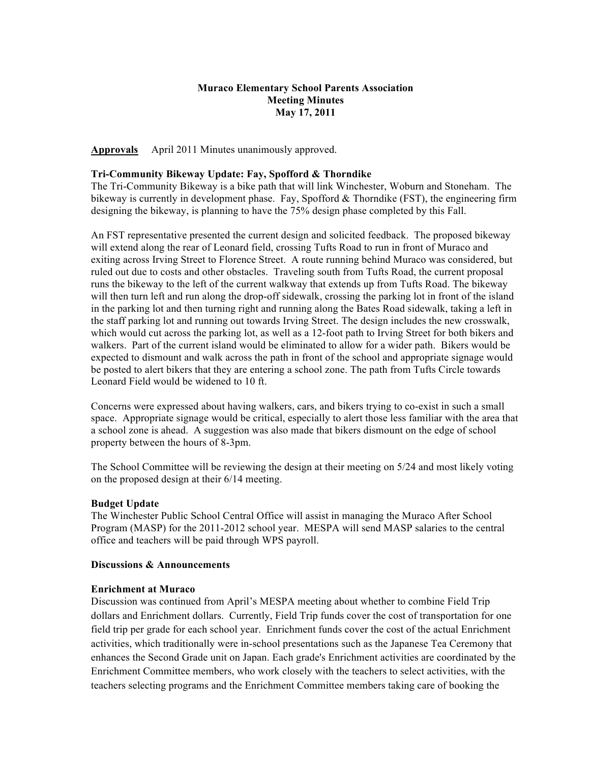**Muraco Elementary School Parents Association**
**Meeting Minutes**
**May 17, 2011**

**Approvals** April 2011 Minutes unanimously approved.

**Tri-Community Bikeway Update: Fay, Spofford & Thorndike**

The Tri-Community Bikeway is a bike path that will link Winchester, Woburn and Stoneham. The bikeway is currently in development phase. Fay, Spofford & Thorndike (FST), the engineering firm designing the bikeway, is planning to have the 75% design phase completed by this Fall.

An FST representative presented the current design and solicited feedback. The proposed bikeway will extend along the rear of Leonard field, crossing Tufts Road to run in front of Muraco and exiting across Irving Street to Florence Street. A route running behind Muraco was considered, but ruled out due to costs and other obstacles. Traveling south from Tufts Road, the current proposal runs the bikeway to the left of the current walkway that extends up from Tufts Road. The bikeway will then turn left and run along the drop-off sidewalk, crossing the parking lot in front of the island in the parking lot and then turning right and running along the Bates Road sidewalk, taking a left in the staff parking lot and running out towards Irving Street. The design includes the new crosswalk, which would cut across the parking lot, as well as a 12-foot path to Irving Street for both bikers and walkers. Part of the current island would be eliminated to allow for a wider path. Bikers would be expected to dismount and walk across the path in front of the school and appropriate signage would be posted to alert bikers that they are entering a school zone. The path from Tufts Circle towards Leonard Field would be widened to 10 ft.

Concerns were expressed about having walkers, cars, and bikers trying to co-exist in such a small space. Appropriate signage would be critical, especially to alert those less familiar with the area that a school zone is ahead. A suggestion was also made that bikers dismount on the edge of school property between the hours of 8-3pm.

The School Committee will be reviewing the design at their meeting on 5/24 and most likely voting on the proposed design at their 6/14 meeting.

**Budget Update**

The Winchester Public School Central Office will assist in managing the Muraco After School Program (MASP) for the 2011-2012 school year. MESPA will send MASP salaries to the central office and teachers will be paid through WPS payroll.

**Discussions & Announcements**

**Enrichment at Muraco**

Discussion was continued from April's MESPA meeting about whether to combine Field Trip dollars and Enrichment dollars. Currently, Field Trip funds cover the cost of transportation for one field trip per grade for each school year. Enrichment funds cover the cost of the actual Enrichment activities, which traditionally were in-school presentations such as the Japanese Tea Ceremony that enhances the Second Grade unit on Japan. Each grade's Enrichment activities are coordinated by the Enrichment Committee members, who work closely with the teachers to select activities, with the teachers selecting programs and the Enrichment Committee members taking care of booking the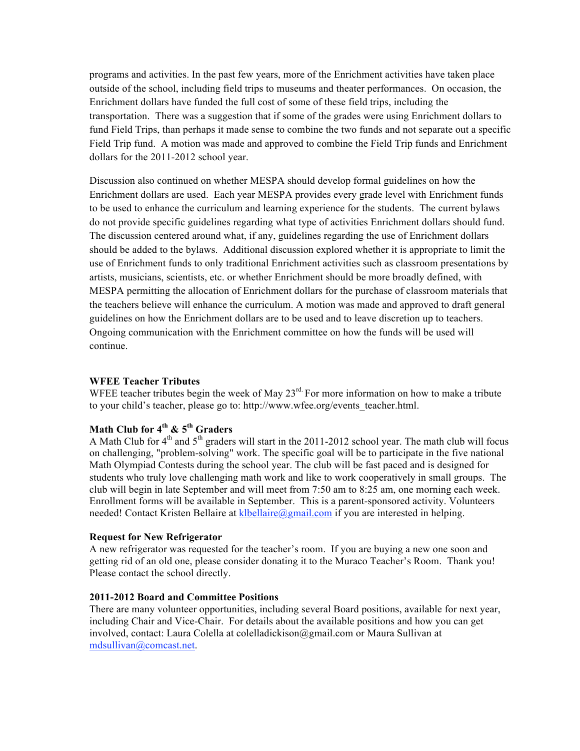programs and activities. In the past few years, more of the Enrichment activities have taken place outside of the school, including field trips to museums and theater performances. On occasion, the Enrichment dollars have funded the full cost of some of these field trips, including the transportation. There was a suggestion that if some of the grades were using Enrichment dollars to fund Field Trips, than perhaps it made sense to combine the two funds and not separate out a specific Field Trip fund. A motion was made and approved to combine the Field Trip funds and Enrichment dollars for the 2011-2012 school year.

Discussion also continued on whether MESPA should develop formal guidelines on how the Enrichment dollars are used. Each year MESPA provides every grade level with Enrichment funds to be used to enhance the curriculum and learning experience for the students. The current bylaws do not provide specific guidelines regarding what type of activities Enrichment dollars should fund. The discussion centered around what, if any, guidelines regarding the use of Enrichment dollars should be added to the bylaws. Additional discussion explored whether it is appropriate to limit the use of Enrichment funds to only traditional Enrichment activities such as classroom presentations by artists, musicians, scientists, etc. or whether Enrichment should be more broadly defined, with MESPA permitting the allocation of Enrichment dollars for the purchase of classroom materials that the teachers believe will enhance the curriculum. A motion was made and approved to draft general guidelines on how the Enrichment dollars are to be used and to leave discretion up to teachers. Ongoing communication with the Enrichment committee on how the funds will be used will continue.

**WFEE Teacher Tributes**

WFEE teacher tributes begin the week of May 23rd. For more information on how to make a tribute to your child's teacher, please go to: http://www.wfee.org/events_teacher.html.

**Math Club for 4th & 5th Graders**

A Math Club for 4th and 5th graders will start in the 2011-2012 school year. The math club will focus on challenging, "problem-solving" work. The specific goal will be to participate in the five national Math Olympiad Contests during the school year. The club will be fast paced and is designed for students who truly love challenging math work and like to work cooperatively in small groups. The club will begin in late September and will meet from 7:50 am to 8:25 am, one morning each week. Enrollment forms will be available in September. This is a parent-sponsored activity. Volunteers needed! Contact Kristen Bellaire at klbellaire@gmail.com if you are interested in helping.

**Request for New Refrigerator**

A new refrigerator was requested for the teacher's room. If you are buying a new one soon and getting rid of an old one, please consider donating it to the Muraco Teacher's Room. Thank you! Please contact the school directly.

**2011-2012 Board and Committee Positions**

There are many volunteer opportunities, including several Board positions, available for next year, including Chair and Vice-Chair. For details about the available positions and how you can get involved, contact: Laura Colella at colelladickison@gmail.com or Maura Sullivan at mdsullivan@comcast.net.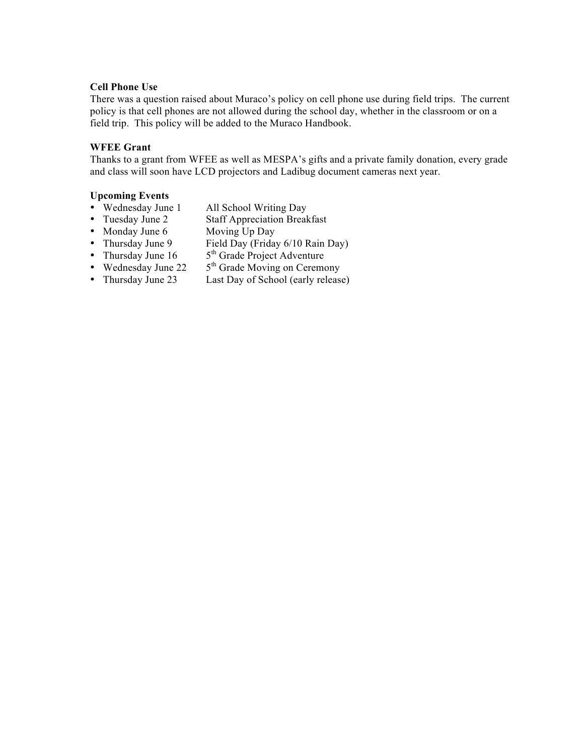**Cell Phone Use**

There was a question raised about Muraco's policy on cell phone use during field trips. The current policy is that cell phones are not allowed during the school day, whether in the classroom or on a field trip. This policy will be added to the Muraco Handbook.

**WFEE Grant**

Thanks to a grant from WFEE as well as MESPA's gifts and a private family donation, every grade and class will soon have LCD projectors and Ladibug document cameras next year.

**Upcoming Events**

- Wednesday June 1 — All School Writing Day
- Tuesday June 2 — Staff Appreciation Breakfast
- Monday June 6 — Moving Up Day
- Thursday June 9 — Field Day (Friday 6/10 Rain Day)
- Thursday June 16 — 5th Grade Project Adventure
- Wednesday June 22 — 5th Grade Moving on Ceremony
- Thursday June 23 — Last Day of School (early release)